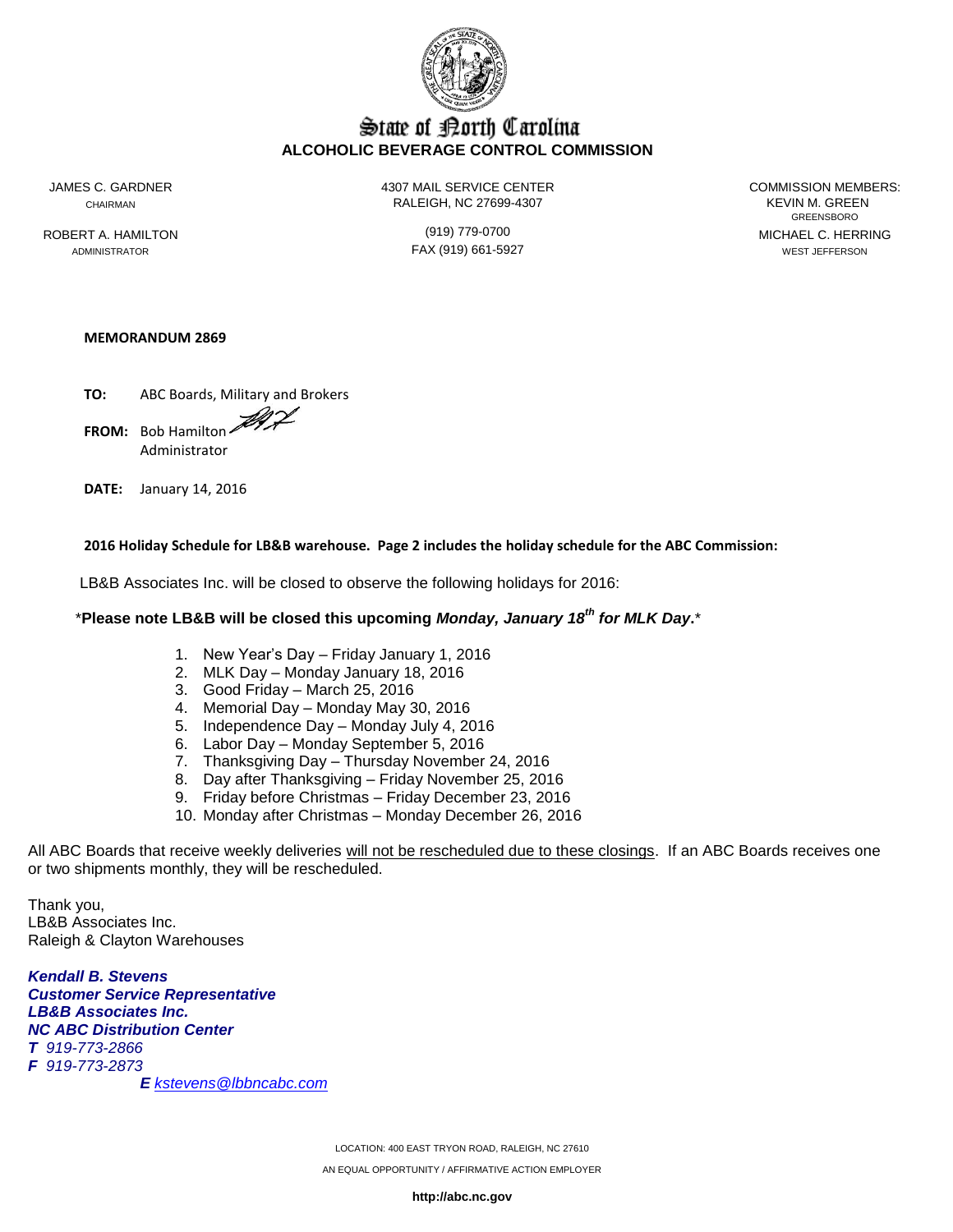# State of North Carolina

## ALCOHOLIC BEVERAGE CONTROL COMMISSION

JAMES C. GARDNER
CHAIRMAN

ROBERT A. HAMILTON
ADMINISTRATOR

4307 MAIL SERVICE CENTER
RALEIGH, NC 27699-4307

(919) 779-0700
FAX (919) 661-5927

COMMISSION MEMBERS:
KEVIN M. GREEN
GREENSBORO
MICHAEL C. HERRING
WEST JEFFERSON

**MEMORANDUM 2869**

**TO:** ABC Boards, Military and Brokers

**FROM:** Bob Hamilton
Administrator

**DATE:** January 14, 2016

**2016 Holiday Schedule for LB&B warehouse. Page 2 includes the holiday schedule for the ABC Commission:**

LB&B Associates Inc. will be closed to observe the following holidays for 2016:

\***Please note LB&B will be closed this upcoming *Monday, January 18th for MLK Day*.**\*

1. New Year's Day – Friday January 1, 2016
2. MLK Day – Monday January 18, 2016
3. Good Friday – March 25, 2016
4. Memorial Day – Monday May 30, 2016
5. Independence Day – Monday July 4, 2016
6. Labor Day – Monday September 5, 2016
7. Thanksgiving Day – Thursday November 24, 2016
8. Day after Thanksgiving – Friday November 25, 2016
9. Friday before Christmas – Friday December 23, 2016
10. Monday after Christmas – Monday December 26, 2016

All ABC Boards that receive weekly deliveries will not be rescheduled due to these closings. If an ABC Boards receives one or two shipments monthly, they will be rescheduled.

Thank you,
LB&B Associates Inc.
Raleigh & Clayton Warehouses

***Kendall B. Stevens***
***Customer Service Representative***
***LB&B Associates Inc.***
***NC ABC Distribution Center***
***T*** *919-773-2866*
***F*** *919-773-2873*
***E*** *kstevens@lbbncabc.com*

LOCATION: 400 EAST TRYON ROAD, RALEIGH, NC 27610

AN EQUAL OPPORTUNITY / AFFIRMATIVE ACTION EMPLOYER

**http://abc.nc.gov**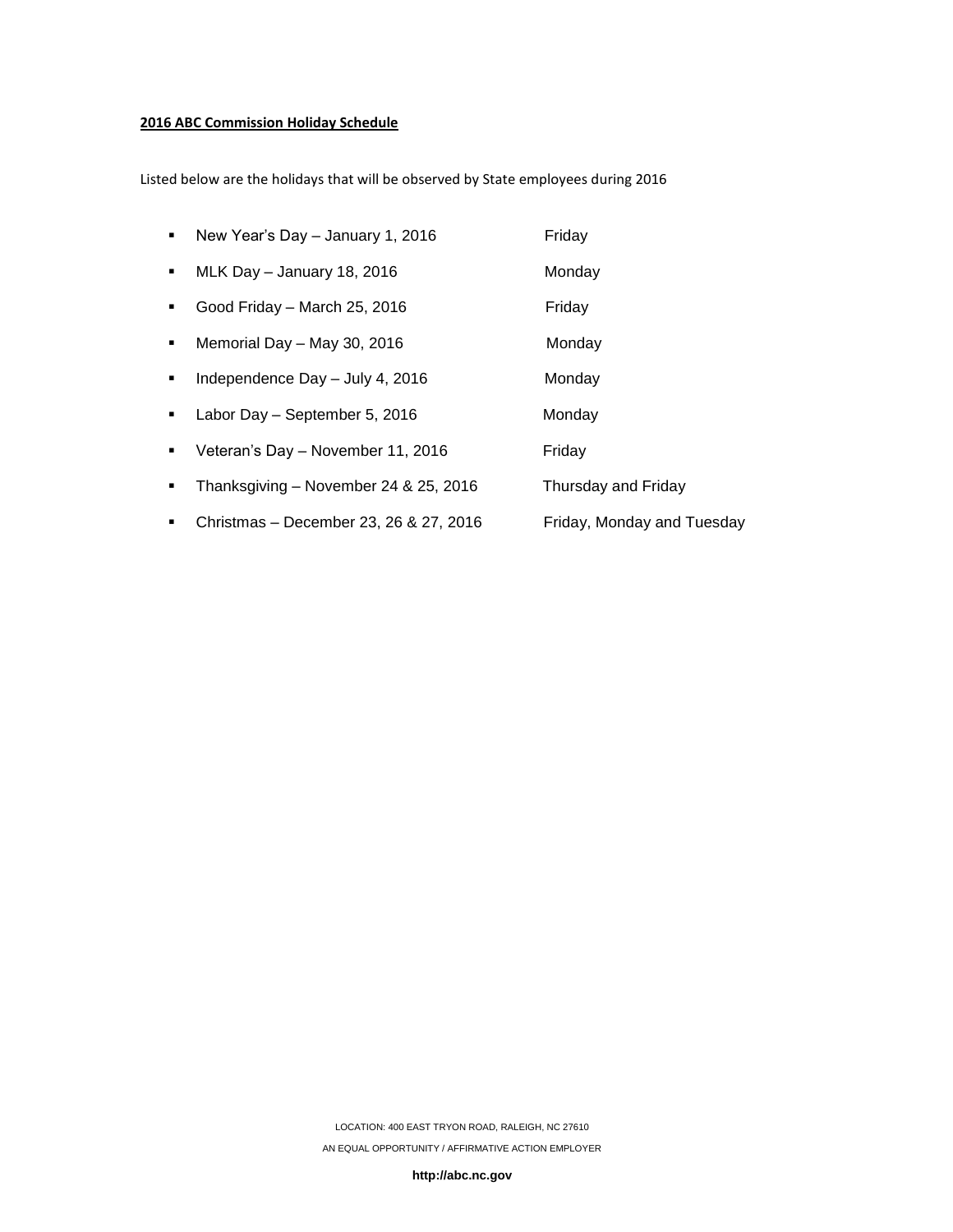**2016 ABC Commission Holiday Schedule**

Listed below are the holidays that will be observed by State employees during 2016

- New Year's Day – January 1, 2016 Friday
- MLK Day – January 18, 2016 Monday
- Good Friday – March 25, 2016 Friday
- Memorial Day – May 30, 2016 Monday
- Independence Day – July 4, 2016 Monday
- Labor Day – September 5, 2016 Monday
- Veteran's Day – November 11, 2016 Friday
- Thanksgiving – November 24 & 25, 2016 Thursday and Friday
- Christmas – December 23, 26 & 27, 2016 Friday, Monday and Tuesday

LOCATION: 400 EAST TRYON ROAD, RALEIGH, NC 27610

AN EQUAL OPPORTUNITY / AFFIRMATIVE ACTION EMPLOYER

**http://abc.nc.gov**